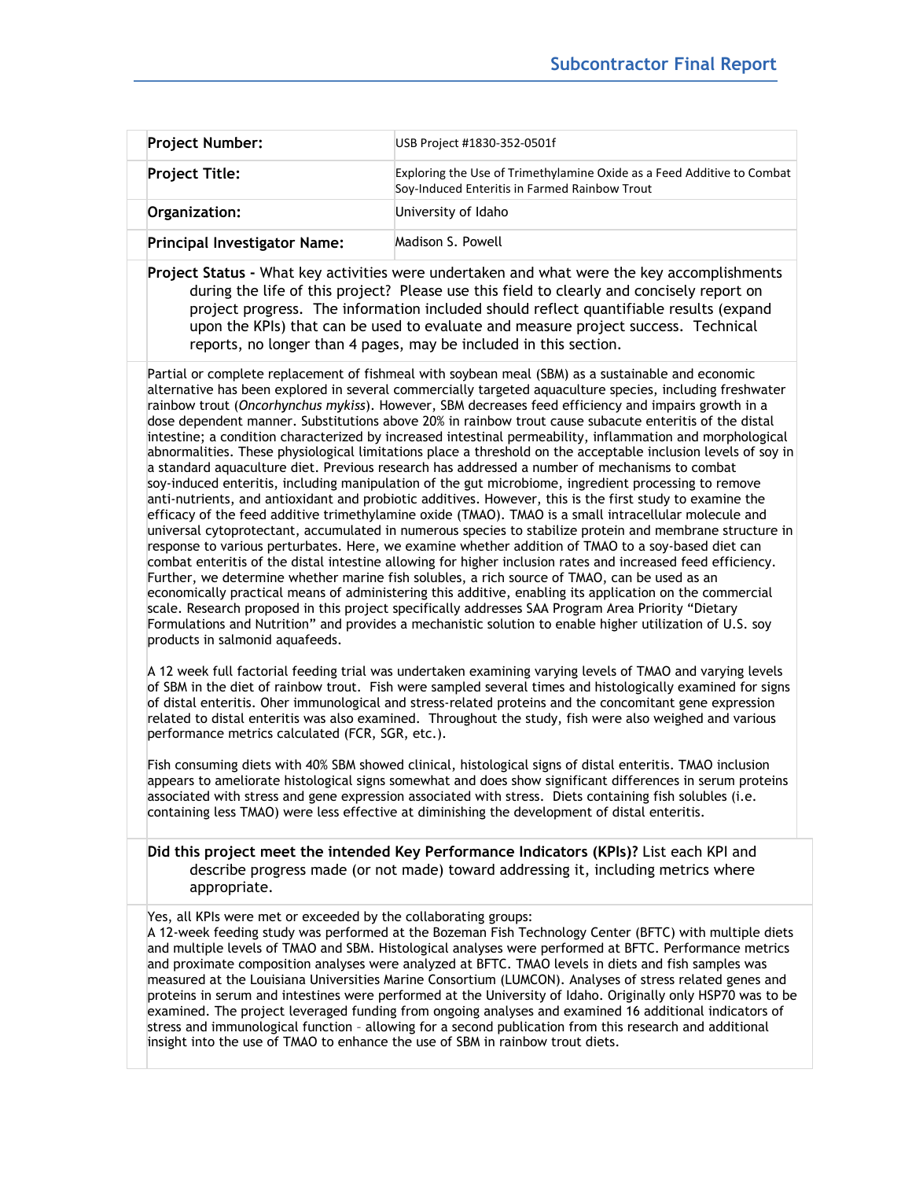# Subcontractor Final Report

| | |
|---|---|
| **Project Number:** | USB Project #1830-352-0501f |
| **Project Title:** | Exploring the Use of Trimethylamine Oxide as a Feed Additive to Combat Soy-Induced Enteritis in Farmed Rainbow Trout |
| **Organization:** | University of Idaho |
| **Principal Investigator Name:** | Madison S. Powell |

**Project Status -** What key activities were undertaken and what were the key accomplishments during the life of this project? Please use this field to clearly and concisely report on project progress. The information included should reflect quantifiable results (expand upon the KPIs) that can be used to evaluate and measure project success. Technical reports, no longer than 4 pages, may be included in this section.

Partial or complete replacement of fishmeal with soybean meal (SBM) as a sustainable and economic alternative has been explored in several commercially targeted aquaculture species, including freshwater rainbow trout (*Oncorhynchus mykiss*). However, SBM decreases feed efficiency and impairs growth in a dose dependent manner. Substitutions above 20% in rainbow trout cause subacute enteritis of the distal intestine; a condition characterized by increased intestinal permeability, inflammation and morphological abnormalities. These physiological limitations place a threshold on the acceptable inclusion levels of soy in a standard aquaculture diet. Previous research has addressed a number of mechanisms to combat soy-induced enteritis, including manipulation of the gut microbiome, ingredient processing to remove anti-nutrients, and antioxidant and probiotic additives. However, this is the first study to examine the efficacy of the feed additive trimethylamine oxide (TMAO). TMAO is a small intracellular molecule and universal cytoprotectant, accumulated in numerous species to stabilize protein and membrane structure in response to various perturbates. Here, we examine whether addition of TMAO to a soy-based diet can combat enteritis of the distal intestine allowing for higher inclusion rates and increased feed efficiency. Further, we determine whether marine fish solubles, a rich source of TMAO, can be used as an economically practical means of administering this additive, enabling its application on the commercial scale. Research proposed in this project specifically addresses SAA Program Area Priority "Dietary Formulations and Nutrition" and provides a mechanistic solution to enable higher utilization of U.S. soy products in salmonid aquafeeds.

A 12 week full factorial feeding trial was undertaken examining varying levels of TMAO and varying levels of SBM in the diet of rainbow trout. Fish were sampled several times and histologically examined for signs of distal enteritis. Oher immunological and stress-related proteins and the concomitant gene expression related to distal enteritis was also examined. Throughout the study, fish were also weighed and various performance metrics calculated (FCR, SGR, etc.).

Fish consuming diets with 40% SBM showed clinical, histological signs of distal enteritis. TMAO inclusion appears to ameliorate histological signs somewhat and does show significant differences in serum proteins associated with stress and gene expression associated with stress. Diets containing fish solubles (i.e. containing less TMAO) were less effective at diminishing the development of distal enteritis.

**Did this project meet the intended Key Performance Indicators (KPIs)?** List each KPI and describe progress made (or not made) toward addressing it, including metrics where appropriate.

Yes, all KPIs were met or exceeded by the collaborating groups:
A 12-week feeding study was performed at the Bozeman Fish Technology Center (BFTC) with multiple diets and multiple levels of TMAO and SBM. Histological analyses were performed at BFTC. Performance metrics and proximate composition analyses were analyzed at BFTC. TMAO levels in diets and fish samples was measured at the Louisiana Universities Marine Consortium (LUMCON). Analyses of stress related genes and proteins in serum and intestines were performed at the University of Idaho. Originally only HSP70 was to be examined. The project leveraged funding from ongoing analyses and examined 16 additional indicators of stress and immunological function – allowing for a second publication from this research and additional insight into the use of TMAO to enhance the use of SBM in rainbow trout diets.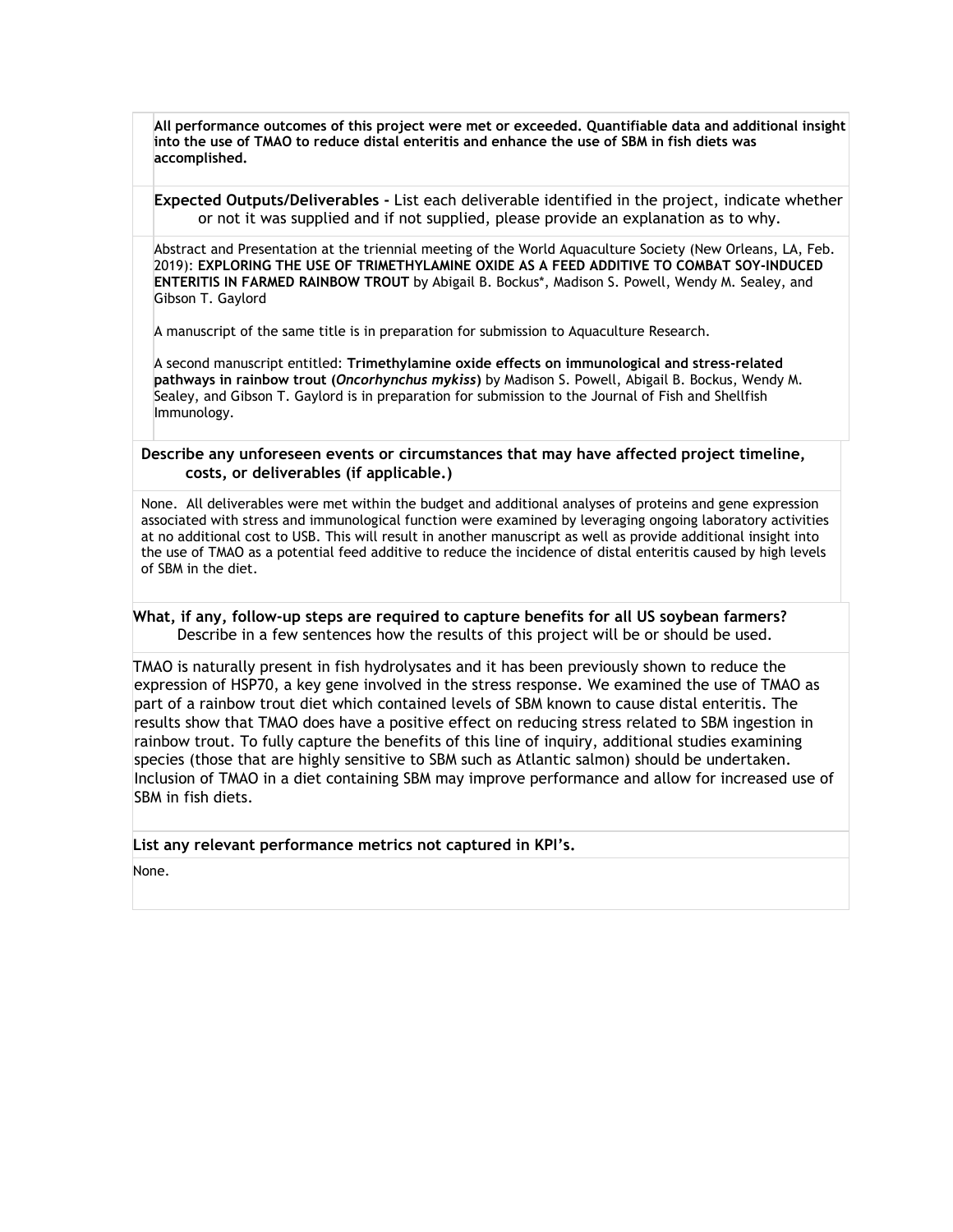**All performance outcomes of this project were met or exceeded. Quantifiable data and additional insight into the use of TMAO to reduce distal enteritis and enhance the use of SBM in fish diets was accomplished.**

**Expected Outputs/Deliverables -** List each deliverable identified in the project, indicate whether or not it was supplied and if not supplied, please provide an explanation as to why.

Abstract and Presentation at the triennial meeting of the World Aquaculture Society (New Orleans, LA, Feb. 2019): **EXPLORING THE USE OF TRIMETHYLAMINE OXIDE AS A FEED ADDITIVE TO COMBAT SOY-INDUCED ENTERITIS IN FARMED RAINBOW TROUT** by Abigail B. Bockus*, Madison S. Powell, Wendy M. Sealey, and Gibson T. Gaylord

A manuscript of the same title is in preparation for submission to Aquaculture Research.

A second manuscript entitled: **Trimethylamine oxide effects on immunological and stress-related pathways in rainbow trout (*Oncorhynchus mykiss*)** by Madison S. Powell, Abigail B. Bockus, Wendy M. Sealey, and Gibson T. Gaylord is in preparation for submission to the Journal of Fish and Shellfish Immunology.

**Describe any unforeseen events or circumstances that may have affected project timeline, costs, or deliverables (if applicable.)**

None. All deliverables were met within the budget and additional analyses of proteins and gene expression associated with stress and immunological function were examined by leveraging ongoing laboratory activities at no additional cost to USB. This will result in another manuscript as well as provide additional insight into the use of TMAO as a potential feed additive to reduce the incidence of distal enteritis caused by high levels of SBM in the diet.

**What, if any, follow-up steps are required to capture benefits for all US soybean farmers?** Describe in a few sentences how the results of this project will be or should be used.

TMAO is naturally present in fish hydrolysates and it has been previously shown to reduce the expression of HSP70, a key gene involved in the stress response. We examined the use of TMAO as part of a rainbow trout diet which contained levels of SBM known to cause distal enteritis. The results show that TMAO does have a positive effect on reducing stress related to SBM ingestion in rainbow trout. To fully capture the benefits of this line of inquiry, additional studies examining species (those that are highly sensitive to SBM such as Atlantic salmon) should be undertaken. Inclusion of TMAO in a diet containing SBM may improve performance and allow for increased use of SBM in fish diets.

**List any relevant performance metrics not captured in KPI's.**

None.